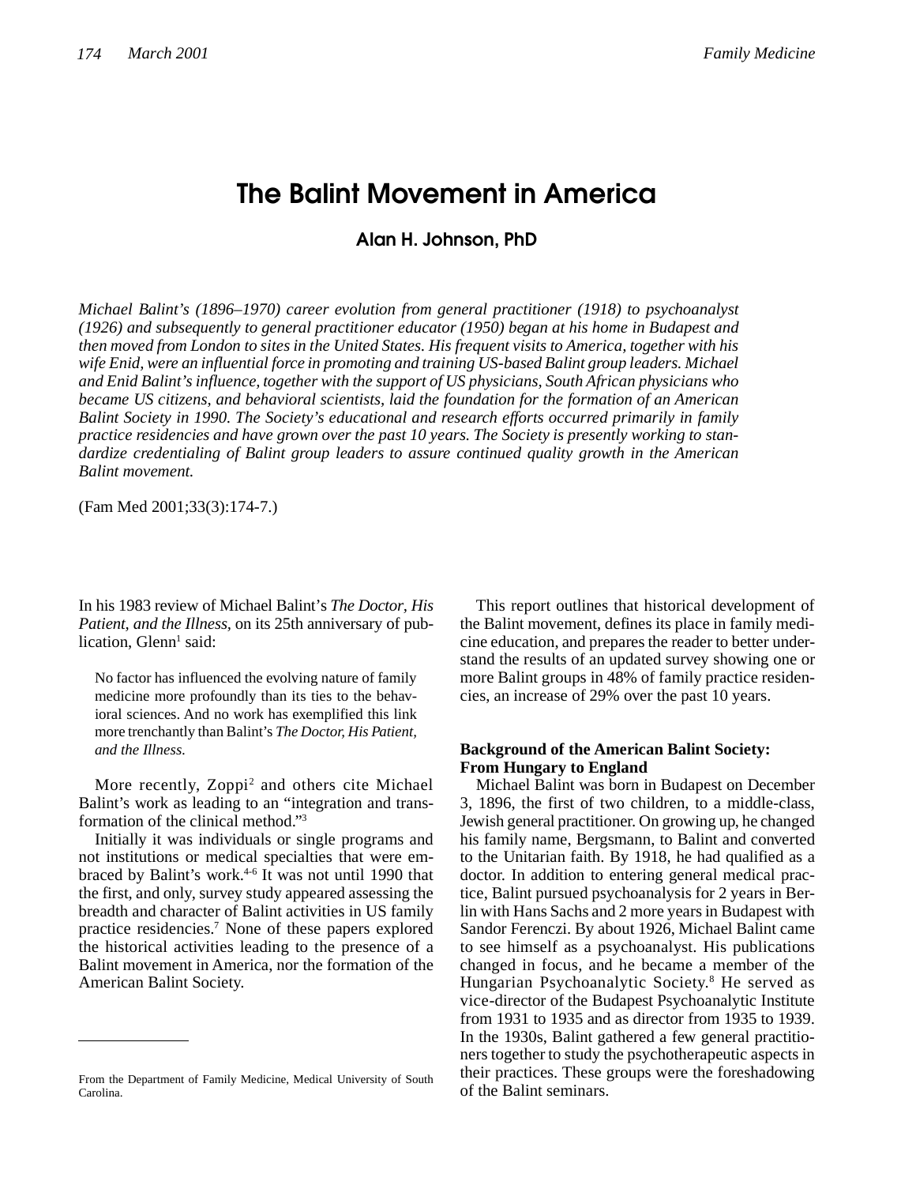# The Balint Movement in America

**Alan H. Johnson, PhD**

*Michael Balint's (1896–1970) career evolution from general practitioner (1918) to psychoanalyst (1926) and subsequently to general practitioner educator (1950) began at his home in Budapest and then moved from London to sites in the United States. His frequent visits to America, together with his wife Enid, were an influential force in promoting and training US-based Balint group leaders. Michael and Enid Balint's influence, together with the support of US physicians, South African physicians who became US citizens, and behavioral scientists, laid the foundation for the formation of an American Balint Society in 1990. The Society's educational and research efforts occurred primarily in family practice residencies and have grown over the past 10 years. The Society is presently working to standardize credentialing of Balint group leaders to assure continued quality growth in the American Balint movement.*

(Fam Med 2001;33(3):174-7.)

In his 1983 review of Michael Balint's *The Doctor, His Patient, and the Illness*, on its 25th anniversary of publication, Glenn[1] said:

> No factor has influenced the evolving nature of family medicine more profoundly than its ties to the behavioral sciences. And no work has exemplified this link more trenchantly than Balint's *The Doctor, His Patient, and the Illness.*

More recently, Zoppi[2] and others cite Michael Balint's work as leading to an "integration and transformation of the clinical method."[3]

Initially it was individuals or single programs and not institutions or medical specialties that were embraced by Balint's work.[4-6] It was not until 1990 that the first, and only, survey study appeared assessing the breadth and character of Balint activities in US family practice residencies.[7] None of these papers explored the historical activities leading to the presence of a Balint movement in America, nor the formation of the American Balint Society.

This report outlines that historical development of the Balint movement, defines its place in family medicine education, and prepares the reader to better understand the results of an updated survey showing one or more Balint groups in 48% of family practice residencies, an increase of 29% over the past 10 years.

## Background of the American Balint Society: From Hungary to England

Michael Balint was born in Budapest on December 3, 1896, the first of two children, to a middle-class, Jewish general practitioner. On growing up, he changed his family name, Bergsmann, to Balint and converted to the Unitarian faith. By 1918, he had qualified as a doctor. In addition to entering general medical practice, Balint pursued psychoanalysis for 2 years in Berlin with Hans Sachs and 2 more years in Budapest with Sandor Ferenczi. By about 1926, Michael Balint came to see himself as a psychoanalyst. His publications changed in focus, and he became a member of the Hungarian Psychoanalytic Society.[8] He served as vice-director of the Budapest Psychoanalytic Institute from 1931 to 1935 and as director from 1935 to 1939. In the 1930s, Balint gathered a few general practitioners together to study the psychotherapeutic aspects in their practices. These groups were the foreshadowing of the Balint seminars.

From the Department of Family Medicine, Medical University of South Carolina.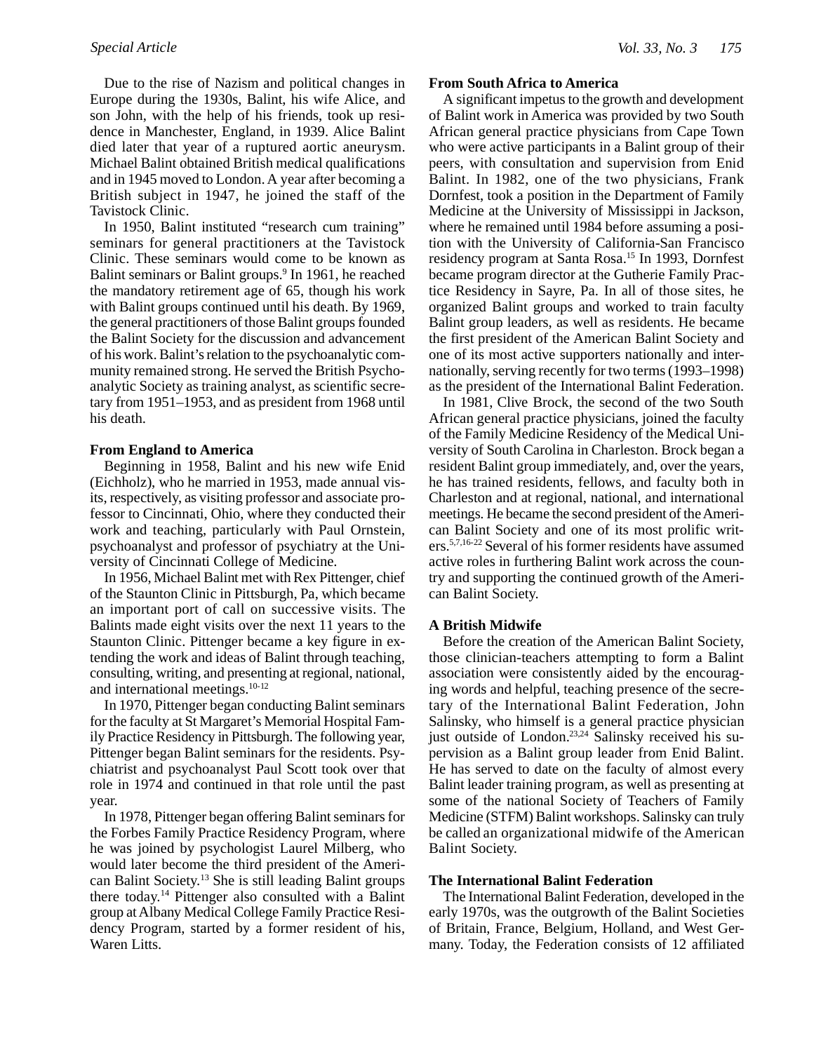Due to the rise of Nazism and political changes in Europe during the 1930s, Balint, his wife Alice, and son John, with the help of his friends, took up residence in Manchester, England, in 1939. Alice Balint died later that year of a ruptured aortic aneurysm. Michael Balint obtained British medical qualifications and in 1945 moved to London. A year after becoming a British subject in 1947, he joined the staff of the Tavistock Clinic.

In 1950, Balint instituted "research cum training" seminars for general practitioners at the Tavistock Clinic. These seminars would come to be known as Balint seminars or Balint groups.[9] In 1961, he reached the mandatory retirement age of 65, though his work with Balint groups continued until his death. By 1969, the general practitioners of those Balint groups founded the Balint Society for the discussion and advancement of his work. Balint's relation to the psychoanalytic community remained strong. He served the British Psychoanalytic Society as training analyst, as scientific secretary from 1951–1953, and as president from 1968 until his death.

**From England to America**

Beginning in 1958, Balint and his new wife Enid (Eichholz), who he married in 1953, made annual visits, respectively, as visiting professor and associate professor to Cincinnati, Ohio, where they conducted their work and teaching, particularly with Paul Ornstein, psychoanalyst and professor of psychiatry at the University of Cincinnati College of Medicine.

In 1956, Michael Balint met with Rex Pittenger, chief of the Staunton Clinic in Pittsburgh, Pa, which became an important port of call on successive visits. The Balints made eight visits over the next 11 years to the Staunton Clinic. Pittenger became a key figure in extending the work and ideas of Balint through teaching, consulting, writing, and presenting at regional, national, and international meetings.[10-12]

In 1970, Pittenger began conducting Balint seminars for the faculty at St Margaret's Memorial Hospital Family Practice Residency in Pittsburgh. The following year, Pittenger began Balint seminars for the residents. Psychiatrist and psychoanalyst Paul Scott took over that role in 1974 and continued in that role until the past year.

In 1978, Pittenger began offering Balint seminars for the Forbes Family Practice Residency Program, where he was joined by psychologist Laurel Milberg, who would later become the third president of the American Balint Society.[13] She is still leading Balint groups there today.[14] Pittenger also consulted with a Balint group at Albany Medical College Family Practice Residency Program, started by a former resident of his, Waren Litts.

**From South Africa to America**

A significant impetus to the growth and development of Balint work in America was provided by two South African general practice physicians from Cape Town who were active participants in a Balint group of their peers, with consultation and supervision from Enid Balint. In 1982, one of the two physicians, Frank Dornfest, took a position in the Department of Family Medicine at the University of Mississippi in Jackson, where he remained until 1984 before assuming a position with the University of California-San Francisco residency program at Santa Rosa.[15] In 1993, Dornfest became program director at the Gutherie Family Practice Residency in Sayre, Pa. In all of those sites, he organized Balint groups and worked to train faculty Balint group leaders, as well as residents. He became the first president of the American Balint Society and one of its most active supporters nationally and internationally, serving recently for two terms (1993–1998) as the president of the International Balint Federation.

In 1981, Clive Brock, the second of the two South African general practice physicians, joined the faculty of the Family Medicine Residency of the Medical University of South Carolina in Charleston. Brock began a resident Balint group immediately, and, over the years, he has trained residents, fellows, and faculty both in Charleston and at regional, national, and international meetings. He became the second president of the American Balint Society and one of its most prolific writers.[5,7,16-22] Several of his former residents have assumed active roles in furthering Balint work across the country and supporting the continued growth of the American Balint Society.

**A British Midwife**

Before the creation of the American Balint Society, those clinician-teachers attempting to form a Balint association were consistently aided by the encouraging words and helpful, teaching presence of the secretary of the International Balint Federation, John Salinsky, who himself is a general practice physician just outside of London.[23,24] Salinsky received his supervision as a Balint group leader from Enid Balint. He has served to date on the faculty of almost every Balint leader training program, as well as presenting at some of the national Society of Teachers of Family Medicine (STFM) Balint workshops. Salinsky can truly be called an organizational midwife of the American Balint Society.

**The International Balint Federation**

The International Balint Federation, developed in the early 1970s, was the outgrowth of the Balint Societies of Britain, France, Belgium, Holland, and West Germany. Today, the Federation consists of 12 affiliated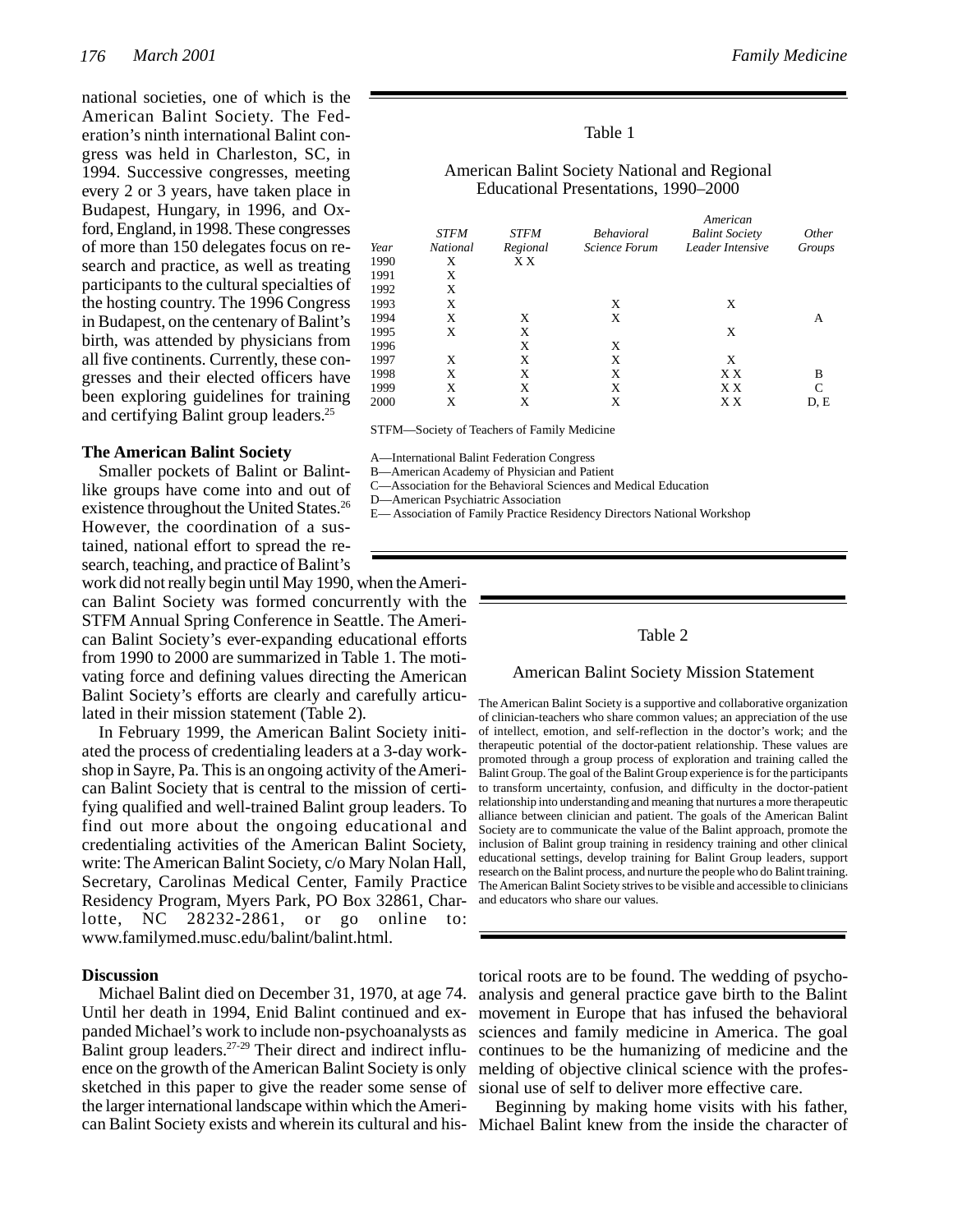national societies, one of which is the American Balint Society. The Federation's ninth international Balint congress was held in Charleston, SC, in 1994. Successive congresses, meeting every 2 or 3 years, have taken place in Budapest, Hungary, in 1996, and Oxford, England, in 1998. These congresses of more than 150 delegates focus on research and practice, as well as treating participants to the cultural specialties of the hosting country. The 1996 Congress in Budapest, on the centenary of Balint's birth, was attended by physicians from all five continents. Currently, these congresses and their elected officers have been exploring guidelines for training and certifying Balint group leaders.[25]

### The American Balint Society

Smaller pockets of Balint or Balint-like groups have come into and out of existence throughout the United States.[26] However, the coordination of a sustained, national effort to spread the research, teaching, and practice of Balint's work did not really begin until May 1990, when the American Balint Society was formed concurrently with the STFM Annual Spring Conference in Seattle. The American Balint Society's ever-expanding educational efforts from 1990 to 2000 are summarized in Table 1. The motivating force and defining values directing the American Balint Society's efforts are clearly and carefully articulated in their mission statement (Table 2).

Table 1

American Balint Society National and Regional Educational Presentations, 1990–2000

| *Year* | *STFM National* | *STFM Regional* | *Behavioral Science Forum* | *American Balint Society Leader Intensive* | *Other Groups* |
|---|---|---|---|---|---|
| 1990 | X | X X | | | |
| 1991 | X | | | | |
| 1992 | X | | | | |
| 1993 | X | | X | X | |
| 1994 | X | X | X | | A |
| 1995 | X | X | | X | |
| 1996 | | X | X | | |
| 1997 | X | X | X | X | |
| 1998 | X | X | X | X X | B |
| 1999 | X | X | X | X X | C |
| 2000 | X | X | X | X X | D, E |

STFM—Society of Teachers of Family Medicine

A—International Balint Federation Congress
B—American Academy of Physician and Patient
C—Association for the Behavioral Sciences and Medical Education
D—American Psychiatric Association
E— Association of Family Practice Residency Directors National Workshop

In February 1999, the American Balint Society initiated the process of credentialing leaders at a 3-day workshop in Sayre, Pa. This is an ongoing activity of the American Balint Society that is central to the mission of certifying qualified and well-trained Balint group leaders. To find out more about the ongoing educational and credentialing activities of the American Balint Society, write: The American Balint Society, c/o Mary Nolan Hall, Secretary, Carolinas Medical Center, Family Practice Residency Program, Myers Park, PO Box 32861, Charlotte, NC 28232-2861, or go online to: www.familymed.musc.edu/balint/balint.html.

Table 2

American Balint Society Mission Statement

The American Balint Society is a supportive and collaborative organization of clinician-teachers who share common values; an appreciation of the use of intellect, emotion, and self-reflection in the doctor's work; and the therapeutic potential of the doctor-patient relationship. These values are promoted through a group process of exploration and training called the Balint Group. The goal of the Balint Group experience is for the participants to transform uncertainty, confusion, and difficulty in the doctor-patient relationship into understanding and meaning that nurtures a more therapeutic alliance between clinician and patient. The goals of the American Balint Society are to communicate the value of the Balint approach, promote the inclusion of Balint group training in residency training and other clinical educational settings, develop training for Balint Group leaders, support research on the Balint process, and nurture the people who do Balint training. The American Balint Society strives to be visible and accessible to clinicians and educators who share our values.

### Discussion

Michael Balint died on December 31, 1970, at age 74. Until her death in 1994, Enid Balint continued and expanded Michael's work to include non-psychoanalysts as Balint group leaders.[27-29] Their direct and indirect influence on the growth of the American Balint Society is only sketched in this paper to give the reader some sense of the larger international landscape within which the American Balint Society exists and wherein its cultural and historical roots are to be found. The wedding of psychoanalysis and general practice gave birth to the Balint movement in Europe that has infused the behavioral sciences and family medicine in America. The goal continues to be the humanizing of medicine and the melding of objective clinical science with the professional use of self to deliver more effective care.

Beginning by making home visits with his father, Michael Balint knew from the inside the character of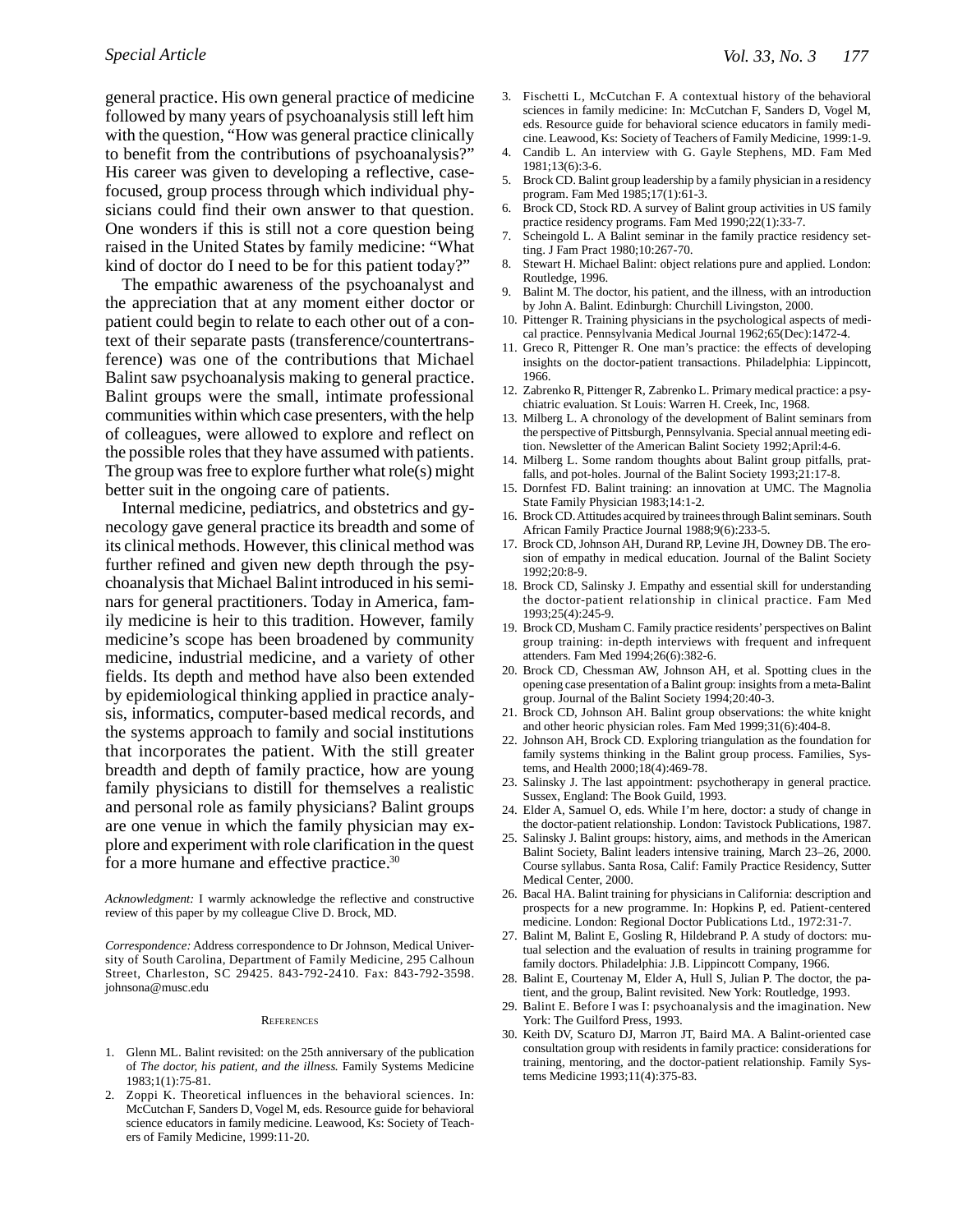general practice. His own general practice of medicine followed by many years of psychoanalysis still left him with the question, "How was general practice clinically to benefit from the contributions of psychoanalysis?" His career was given to developing a reflective, case-focused, group process through which individual physicians could find their own answer to that question. One wonders if this is still not a core question being raised in the United States by family medicine: "What kind of doctor do I need to be for this patient today?"

The empathic awareness of the psychoanalyst and the appreciation that at any moment either doctor or patient could begin to relate to each other out of a context of their separate pasts (transference/countertransference) was one of the contributions that Michael Balint saw psychoanalysis making to general practice. Balint groups were the small, intimate professional communities within which case presenters, with the help of colleagues, were allowed to explore and reflect on the possible roles that they have assumed with patients. The group was free to explore further what role(s) might better suit in the ongoing care of patients.

Internal medicine, pediatrics, and obstetrics and gynecology gave general practice its breadth and some of its clinical methods. However, this clinical method was further refined and given new depth through the psychoanalysis that Michael Balint introduced in his seminars for general practitioners. Today in America, family medicine is heir to this tradition. However, family medicine's scope has been broadened by community medicine, industrial medicine, and a variety of other fields. Its depth and method have also been extended by epidemiological thinking applied in practice analysis, informatics, computer-based medical records, and the systems approach to family and social institutions that incorporates the patient. With the still greater breadth and depth of family practice, how are young family physicians to distill for themselves a realistic and personal role as family physicians? Balint groups are one venue in which the family physician may explore and experiment with role clarification in the quest for a more humane and effective practice.[30]

*Acknowledgment:* I warmly acknowledge the reflective and constructive review of this paper by my colleague Clive D. Brock, MD.

*Correspondence:* Address correspondence to Dr Johnson, Medical University of South Carolina, Department of Family Medicine, 295 Calhoun Street, Charleston, SC 29425. 843-792-2410. Fax: 843-792-3598. johnsona@musc.edu

## References

1. Glenn ML. Balint revisited: on the 25th anniversary of the publication of *The doctor, his patient, and the illness.* Family Systems Medicine 1983;1(1):75-81.
2. Zoppi K. Theoretical influences in the behavioral sciences. In: McCutchan F, Sanders D, Vogel M, eds. Resource guide for behavioral science educators in family medicine. Leawood, Ks: Society of Teachers of Family Medicine, 1999:11-20.
3. Fischetti L, McCutchan F. A contextual history of the behavioral sciences in family medicine: In: McCutchan F, Sanders D, Vogel M, eds. Resource guide for behavioral science educators in family medicine. Leawood, Ks: Society of Teachers of Family Medicine, 1999:1-9.
4. Candib L. An interview with G. Gayle Stephens, MD. Fam Med 1981;13(6):3-6.
5. Brock CD. Balint group leadership by a family physician in a residency program. Fam Med 1985;17(1):61-3.
6. Brock CD, Stock RD. A survey of Balint group activities in US family practice residency programs. Fam Med 1990;22(1):33-7.
7. Scheingold L. A Balint seminar in the family practice residency setting. J Fam Pract 1980;10:267-70.
8. Stewart H. Michael Balint: object relations pure and applied. London: Routledge, 1996.
9. Balint M. The doctor, his patient, and the illness, with an introduction by John A. Balint. Edinburgh: Churchill Livingston, 2000.
10. Pittenger R. Training physicians in the psychological aspects of medical practice. Pennsylvania Medical Journal 1962;65(Dec):1472-4.
11. Greco R, Pittenger R. One man's practice: the effects of developing insights on the doctor-patient transactions. Philadelphia: Lippincott, 1966.
12. Zabrenko R, Pittenger R, Zabrenko L. Primary medical practice: a psychiatric evaluation. St Louis: Warren H. Creek, Inc, 1968.
13. Milberg L. A chronology of the development of Balint seminars from the perspective of Pittsburgh, Pennsylvania. Special annual meeting edition. Newsletter of the American Balint Society 1992;April:4-6.
14. Milberg L. Some random thoughts about Balint group pitfalls, pratfalls, and pot-holes. Journal of the Balint Society 1993;21:17-8.
15. Dornfest FD. Balint training: an innovation at UMC. The Magnolia State Family Physician 1983;14:1-2.
16. Brock CD. Attitudes acquired by trainees through Balint seminars. South African Family Practice Journal 1988;9(6):233-5.
17. Brock CD, Johnson AH, Durand RP, Levine JH, Downey DB. The erosion of empathy in medical education. Journal of the Balint Society 1992;20:8-9.
18. Brock CD, Salinsky J. Empathy and essential skill for understanding the doctor-patient relationship in clinical practice. Fam Med 1993;25(4):245-9.
19. Brock CD, Musham C. Family practice residents' perspectives on Balint group training: in-depth interviews with frequent and infrequent attenders. Fam Med 1994;26(6):382-6.
20. Brock CD, Chessman AW, Johnson AH, et al. Spotting clues in the opening case presentation of a Balint group: insights from a meta-Balint group. Journal of the Balint Society 1994;20:40-3.
21. Brock CD, Johnson AH. Balint group observations: the white knight and other heoric physician roles. Fam Med 1999;31(6):404-8.
22. Johnson AH, Brock CD. Exploring triangulation as the foundation for family systems thinking in the Balint group process. Families, Systems, and Health 2000;18(4):469-78.
23. Salinsky J. The last appointment: psychotherapy in general practice. Sussex, England: The Book Guild, 1993.
24. Elder A, Samuel O, eds. While I'm here, doctor: a study of change in the doctor-patient relationship. London: Tavistock Publications, 1987.
25. Salinsky J. Balint groups: history, aims, and methods in the American Balint Society, Balint leaders intensive training, March 23–26, 2000. Course syllabus. Santa Rosa, Calif: Family Practice Residency, Sutter Medical Center, 2000.
26. Bacal HA. Balint training for physicians in California: description and prospects for a new programme. In: Hopkins P, ed. Patient-centered medicine. London: Regional Doctor Publications Ltd., 1972:31-7.
27. Balint M, Balint E, Gosling R, Hildebrand P. A study of doctors: mutual selection and the evaluation of results in training programme for family doctors. Philadelphia: J.B. Lippincott Company, 1966.
28. Balint E, Courtenay M, Elder A, Hull S, Julian P. The doctor, the patient, and the group, Balint revisited. New York: Routledge, 1993.
29. Balint E. Before I was I: psychoanalysis and the imagination. New York: The Guilford Press, 1993.
30. Keith DV, Scaturo DJ, Marron JT, Baird MA. A Balint-oriented case consultation group with residents in family practice: considerations for training, mentoring, and the doctor-patient relationship. Family Systems Medicine 1993;11(4):375-83.